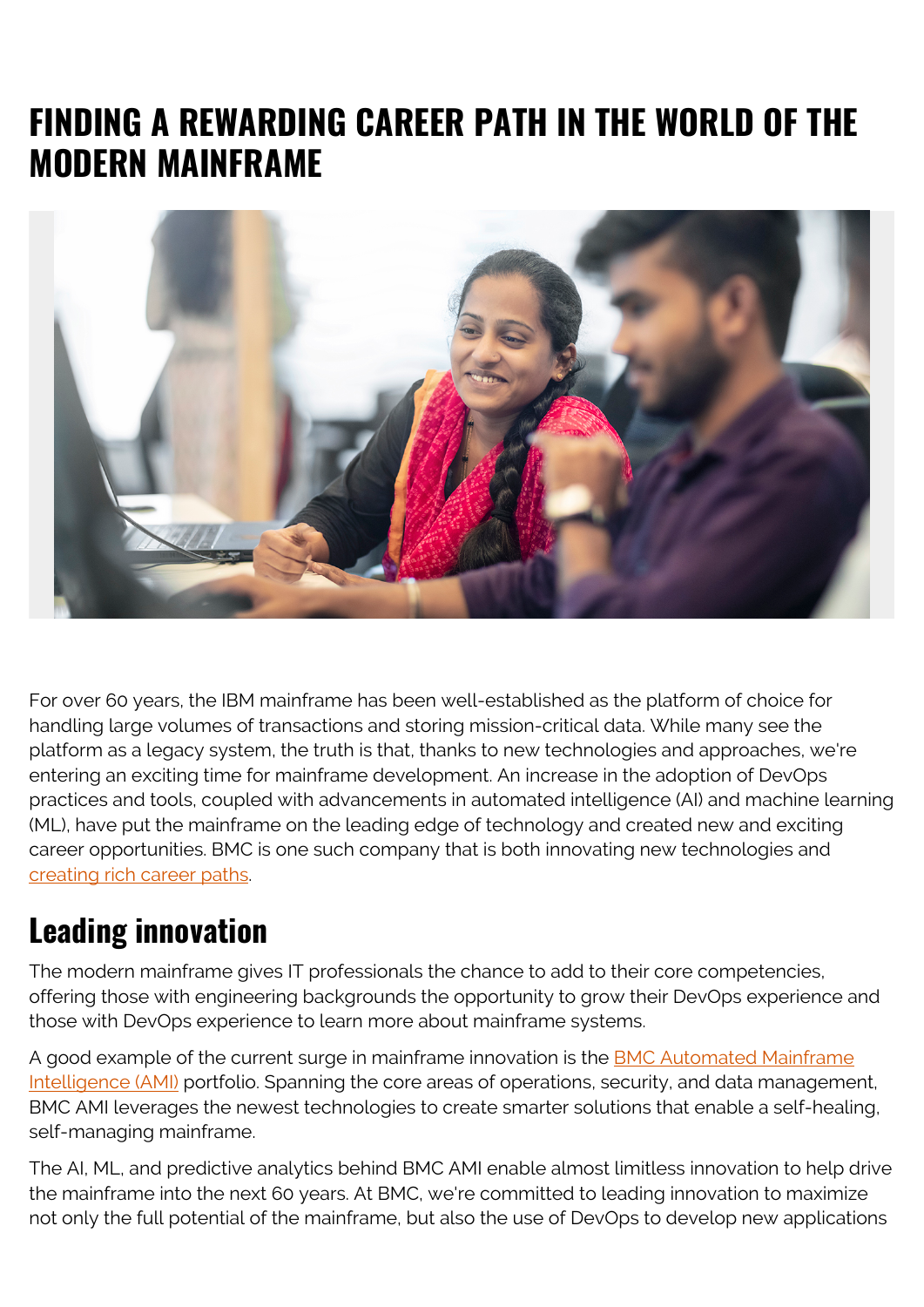# FINDING A REWARDING CAREER PATH IN THE WORLD OF THE MODERN MAINFRAME

For over 60 years, the IBM mainframe has been well-established as the platform of choice for handling large volumes of transactions and storing mission-critical data. While many see the platform as a legacy system, the truth is that, thanks to new technologies and approaches, we're entering an exciting time for mainframe development. An increase in the adoption of DevOps practices and tools, coupled with advancements in automated intelligence (AI) and machine learning (ML), have put the mainframe on the leading edge of technology and created new and exciting career opportunities. BMC is one such company that is both innovating new technologies and creating rich career paths.

## Leading innovation

The modern mainframe gives IT professionals the chance to add to their core competencies, offering those with engineering backgrounds the opportunity to grow their DevOps experience and those with DevOps experience to learn more about mainframe systems.

A good example of the current surge in mainframe innovation is the BMC Automated Mainframe Intelligence (AMI) portfolio. Spanning the core areas of operations, security, and data management, BMC AMI leverages the newest technologies to create smarter solutions that enable a self-healing, self-managing mainframe.

The AI, ML, and predictive analytics behind BMC AMI enable almost limitless innovation to help drive the mainframe into the next 60 years. At BMC, we're committed to leading innovation to maximize not only the full potential of the mainframe, but also the use of DevOps to develop new applications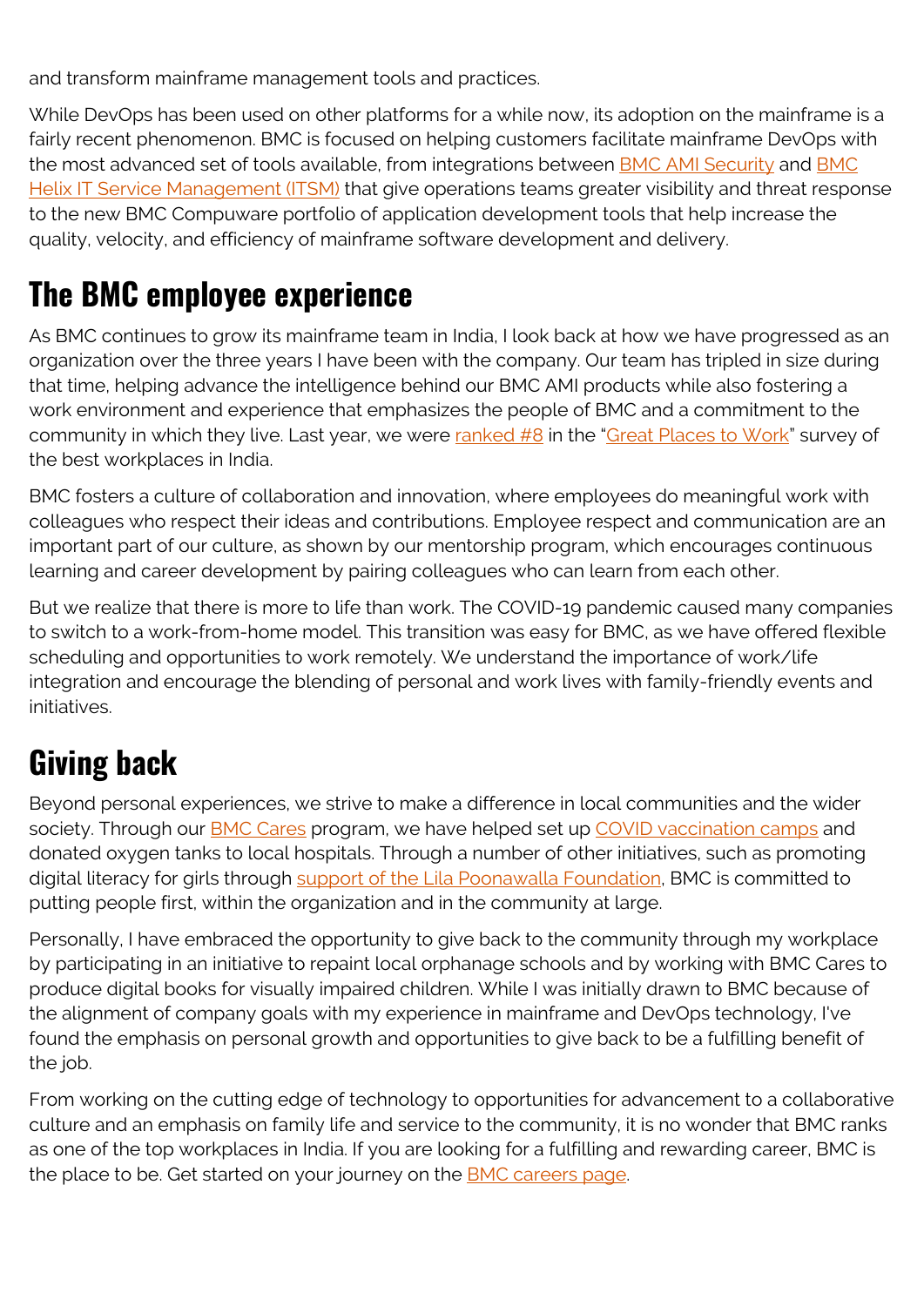and transform mainframe management tools and practices.

While DevOps has been used on other platforms for a while now, its adoption on the mainframe is a fairly recent phenomenon. BMC is focused on helping customers facilitate mainframe DevOps with the most advanced set of tools available, from integrations between BMC AMI Security and BMC Helix IT Service Management (ITSM) that give operations teams greater visibility and threat response to the new BMC Compuware portfolio of application development tools that help increase the quality, velocity, and efficiency of mainframe software development and delivery.

## The BMC employee experience

As BMC continues to grow its mainframe team in India, I look back at how we have progressed as an organization over the three years I have been with the company. Our team has tripled in size during that time, helping advance the intelligence behind our BMC AMI products while also fostering a work environment and experience that emphasizes the people of BMC and a commitment to the community in which they live. Last year, we were ranked #8 in the "Great Places to Work" survey of the best workplaces in India.

BMC fosters a culture of collaboration and innovation, where employees do meaningful work with colleagues who respect their ideas and contributions. Employee respect and communication are an important part of our culture, as shown by our mentorship program, which encourages continuous learning and career development by pairing colleagues who can learn from each other.

But we realize that there is more to life than work. The COVID-19 pandemic caused many companies to switch to a work-from-home model. This transition was easy for BMC, as we have offered flexible scheduling and opportunities to work remotely. We understand the importance of work/life integration and encourage the blending of personal and work lives with family-friendly events and initiatives.

## Giving back

Beyond personal experiences, we strive to make a difference in local communities and the wider society. Through our BMC Cares program, we have helped set up COVID vaccination camps and donated oxygen tanks to local hospitals. Through a number of other initiatives, such as promoting digital literacy for girls through support of the Lila Poonawalla Foundation, BMC is committed to putting people first, within the organization and in the community at large.

Personally, I have embraced the opportunity to give back to the community through my workplace by participating in an initiative to repaint local orphanage schools and by working with BMC Cares to produce digital books for visually impaired children. While I was initially drawn to BMC because of the alignment of company goals with my experience in mainframe and DevOps technology, I've found the emphasis on personal growth and opportunities to give back to be a fulfilling benefit of the job.

From working on the cutting edge of technology to opportunities for advancement to a collaborative culture and an emphasis on family life and service to the community, it is no wonder that BMC ranks as one of the top workplaces in India. If you are looking for a fulfilling and rewarding career, BMC is the place to be. Get started on your journey on the BMC careers page.